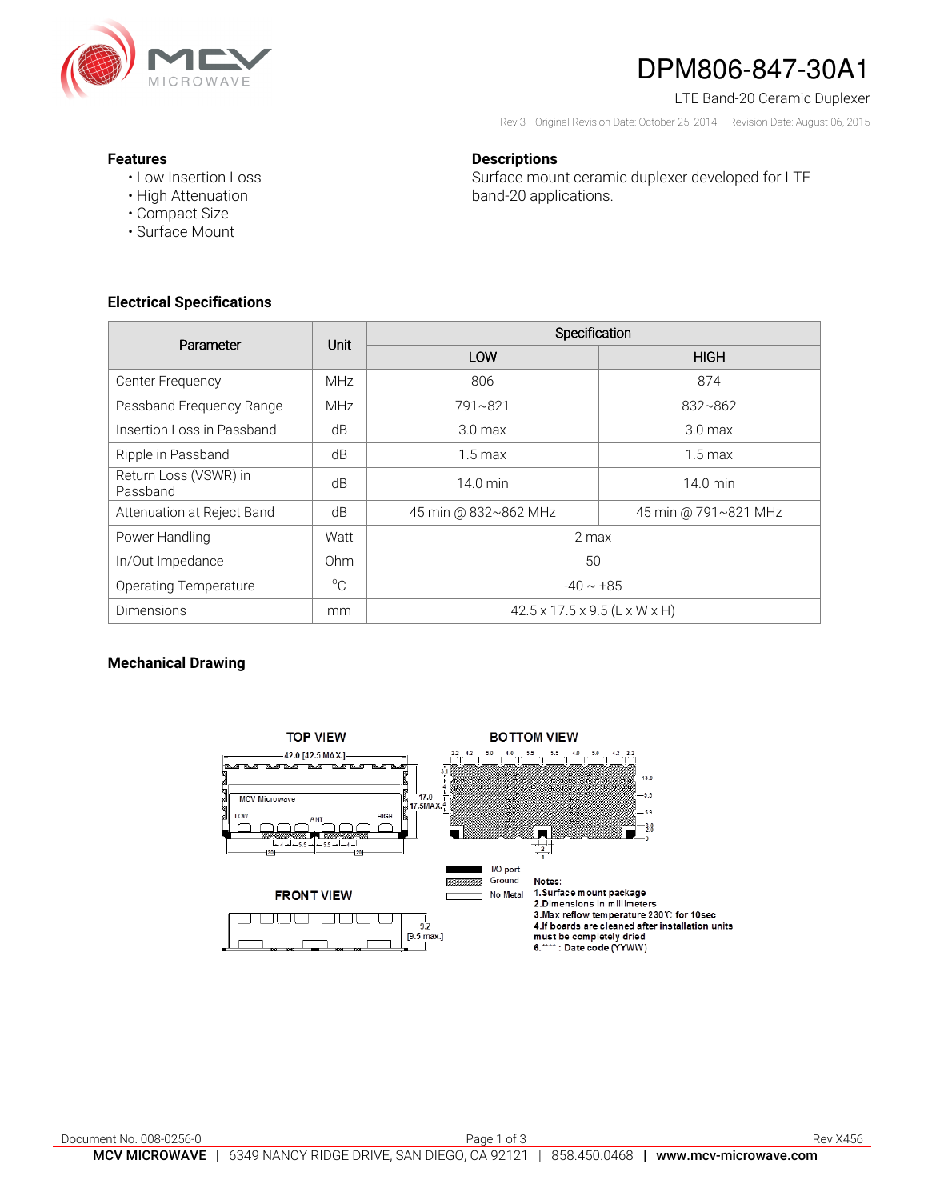# DPM806-847-30A1

LTE Band-20 Ceramic Duplexer

Rev 3– Original Revision Date: October 25, 2014 – Revision Date: August 06, 2015

**Features**

- Low Insertion Loss
- High Attenuation
- Compact Size
- Surface Mount

**Descriptions**

Surface mount ceramic duplexer developed for LTE band-20 applications.

## Electrical Specifications

| Parameter | Unit | Specification | |
|---|---|---|---|
| | | LOW | HIGH |
| Center Frequency | MHz | 806 | 874 |
| Passband Frequency Range | MHz | 791~821 | 832~862 |
| Insertion Loss in Passband | dB | 3.0 max | 3.0 max |
| Ripple in Passband | dB | 1.5 max | 1.5 max |
| Return Loss (VSWR) in Passband | dB | 14.0 min | 14.0 min |
| Attenuation at Reject Band | dB | 45 min @ 832~862 MHz | 45 min @ 791~821 MHz |
| Power Handling | Watt | 2 max | |
| In/Out Impedance | Ohm | 50 | |
| Operating Temperature | °C | -40 ~ +85 | |
| Dimensions | mm | 42.5 x 17.5 x 9.5 (L x W x H) | |

## Mechanical Drawing

TOP VIEW

42.0 [42.5 MAX.]

MCV Microwave

LOW ANT HIGH

17.0 [17.5MAX.]

BOTTOM VIEW

FRONT VIEW

9.2 [9.5 max.]

I/O port
Ground
No Metal

Notes:
1.Surface mount package
2.Dimensions in millimeters
3.Max reflow temperature 230℃ for 10sec
4.If boards are cleaned after installation units must be completely dried
6.**** : Date code (YYWW)

Document No. 008-0256-0

Rev X456

**MCV MICROWAVE** | 6349 NANCY RIDGE DRIVE, SAN DIEGO, CA 92121 | 858.450.0468 | **www.mcv-microwave.com**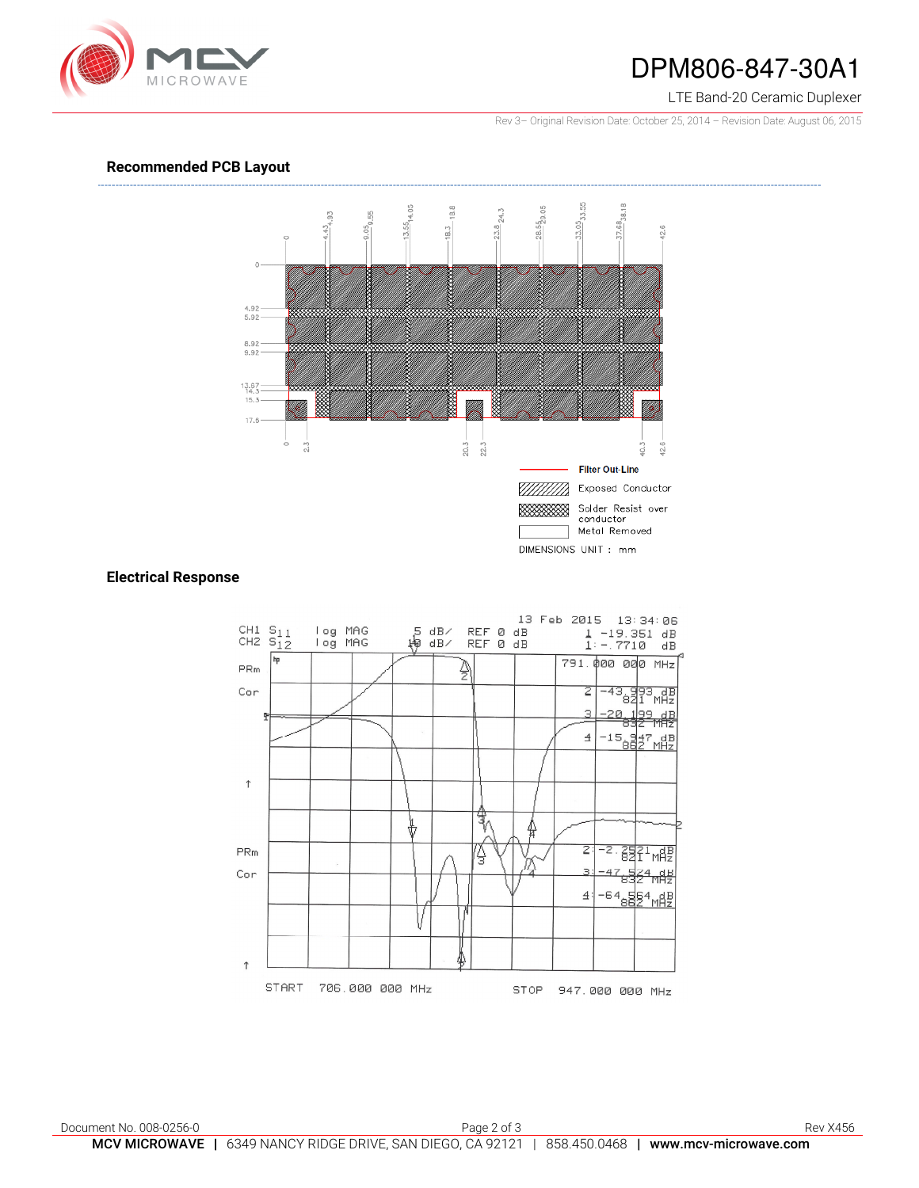## Recommended PCB Layout

Filter Out-Line

Exposed Conductor

Solder Resist over conductor

Metal Removed

DIMENSIONS UNIT : mm

## Electrical Response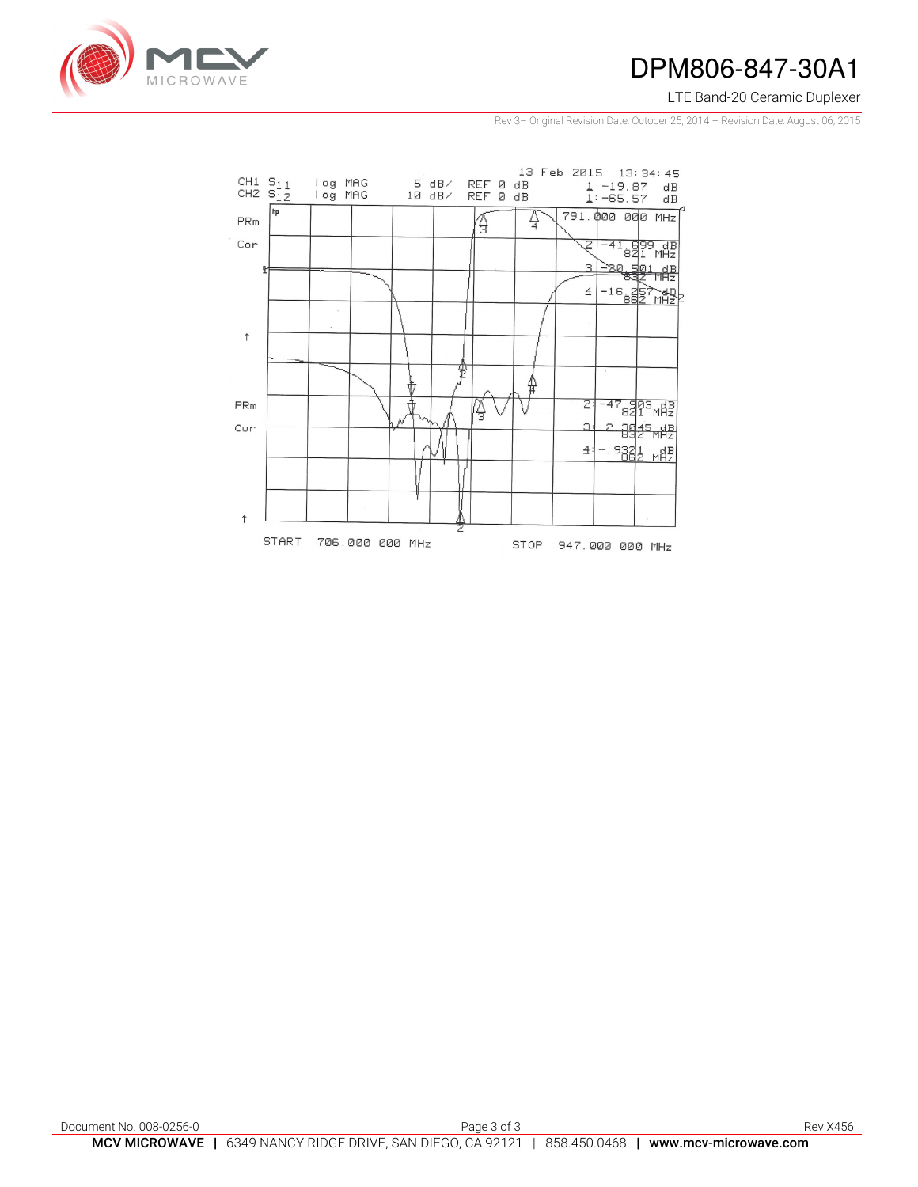# DPM806-847-30A1

LTE Band-20 Ceramic Duplexer

Rev 3– Original Revision Date: October 25, 2014 – Revision Date: August 06, 2015

13 Feb 2015 13:34:45

CH1 S11 log MAG 5 dB/ REF 0 dB 1 -19.87 dB

CH2 S12 log MAG 10 dB/ REF 0 dB 1: -65.57 dB

PRm

Cor

791.000 000 MHz

2 -41.899 dB 821 MHz

3 -20.501 dB 832 MHz

4 -16.257 dB 862 MHz

PRm

Cor

2: -47.903 dB 821 MHz

3: -2.3045 dB 832 MHz

4: -.9321 dB 862 MHz

START 706.000 000 MHz

STOP 947.000 000 MHz

Document No. 008-0256-0

Rev X456

**MCV MICROWAVE** | 6349 NANCY RIDGE DRIVE, SAN DIEGO, CA 92121 | 858.450.0468 | **www.mcv-microwave.com**